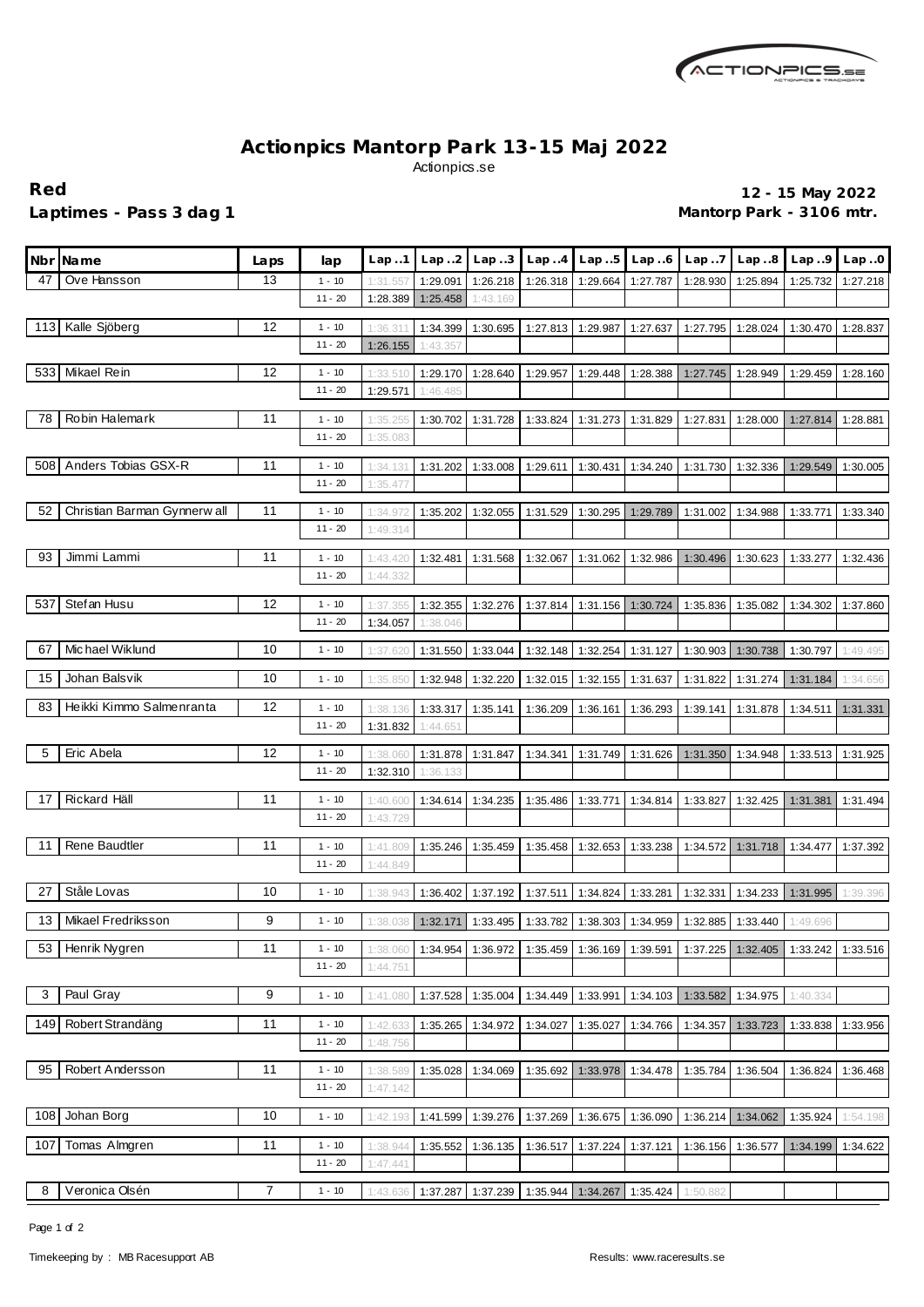# Actionpics Mantorp Park 13-15 Maj 2022

Actionpics.se

**Red**
**Laptimes - Pass 3 dag 1**

**12 - 15 May 2022**
**Mantorp Park - 3106 mtr.**

| Nbr | Name | Laps | lap | Lap..1 | Lap..2 | Lap..3 | Lap..4 | Lap..5 | Lap..6 | Lap..7 | Lap..8 | Lap..9 | Lap..0 |
|---|---|---|---|---|---|---|---|---|---|---|---|---|---|
| 47 | Ove Hansson | 13 | 1 - 10 | 1:31.557 | 1:29.091 | 1:26.218 | 1:26.318 | 1:29.664 | 1:27.787 | 1:28.930 | 1:25.894 | 1:25.732 | 1:27.218 |
| | | | 11 - 20 | 1:28.389 | 1:25.458 | 1:43.169 | | | | | | | |
| 113 | Kalle Sjöberg | 12 | 1 - 10 | 1:36.311 | 1:34.399 | 1:30.695 | 1:27.813 | 1:29.987 | 1:27.637 | 1:27.795 | 1:28.024 | 1:30.470 | 1:28.837 |
| | | | 11 - 20 | 1:26.155 | 1:43.357 | | | | | | | | |
| 533 | Mikael Rein | 12 | 1 - 10 | 1:33.510 | 1:29.170 | 1:28.640 | 1:29.957 | 1:29.448 | 1:28.388 | 1:27.745 | 1:28.949 | 1:29.459 | 1:28.160 |
| | | | 11 - 20 | 1:29.571 | 1:46.485 | | | | | | | | |
| 78 | Robin Halemark | 11 | 1 - 10 | 1:35.255 | 1:30.702 | 1:31.728 | 1:33.824 | 1:31.273 | 1:31.829 | 1:27.831 | 1:28.000 | 1:27.814 | 1:28.881 |
| | | | 11 - 20 | 1:35.083 | | | | | | | | | |
| 508 | Anders Tobias GSX-R | 11 | 1 - 10 | 1:34.131 | 1:31.202 | 1:33.008 | 1:29.611 | 1:30.431 | 1:34.240 | 1:31.730 | 1:32.336 | 1:29.549 | 1:30.005 |
| | | | 11 - 20 | 1:35.477 | | | | | | | | | |
| 52 | Christian Barman Gynnerwall | 11 | 1 - 10 | 1:34.972 | 1:35.202 | 1:32.055 | 1:31.529 | 1:30.295 | 1:29.789 | 1:31.002 | 1:34.988 | 1:33.771 | 1:33.340 |
| | | | 11 - 20 | 1:49.314 | | | | | | | | | |
| 93 | Jimmi Lammi | 11 | 1 - 10 | 1:43.420 | 1:32.481 | 1:31.568 | 1:32.067 | 1:31.062 | 1:32.986 | 1:30.496 | 1:30.623 | 1:33.277 | 1:32.436 |
| | | | 11 - 20 | 1:44.332 | | | | | | | | | |
| 537 | Stefan Husu | 12 | 1 - 10 | 1:37.355 | 1:32.355 | 1:32.276 | 1:37.814 | 1:31.156 | 1:30.724 | 1:35.836 | 1:35.082 | 1:34.302 | 1:37.860 |
| | | | 11 - 20 | 1:34.057 | 1:38.046 | | | | | | | | |
| 67 | Michael Wiklund | 10 | 1 - 10 | 1:37.620 | 1:31.550 | 1:33.044 | 1:32.148 | 1:32.254 | 1:31.127 | 1:30.903 | 1:30.738 | 1:30.797 | 1:49.495 |
| 15 | Johan Balsvik | 10 | 1 - 10 | 1:35.850 | 1:32.948 | 1:32.220 | 1:32.015 | 1:32.155 | 1:31.637 | 1:31.822 | 1:31.274 | 1:31.184 | 1:34.656 |
| 83 | Heikki Kimmo Salmenranta | 12 | 1 - 10 | 1:38.136 | 1:33.317 | 1:35.141 | 1:36.209 | 1:36.161 | 1:36.293 | 1:39.141 | 1:31.878 | 1:34.511 | 1:31.331 |
| | | | 11 - 20 | 1:31.832 | 1:44.651 | | | | | | | | |
| 5 | Eric Abela | 12 | 1 - 10 | 1:38.060 | 1:31.878 | 1:31.847 | 1:34.341 | 1:31.749 | 1:31.626 | 1:31.350 | 1:34.948 | 1:33.513 | 1:31.925 |
| | | | 11 - 20 | 1:32.310 | 1:36.133 | | | | | | | | |
| 17 | Rickard Häll | 11 | 1 - 10 | 1:40.600 | 1:34.614 | 1:34.235 | 1:35.486 | 1:33.771 | 1:34.814 | 1:33.827 | 1:32.425 | 1:31.381 | 1:31.494 |
| | | | 11 - 20 | 1:43.729 | | | | | | | | | |
| 11 | Rene Baudtler | 11 | 1 - 10 | 1:41.809 | 1:35.246 | 1:35.459 | 1:35.458 | 1:32.653 | 1:33.238 | 1:34.572 | 1:31.718 | 1:34.477 | 1:37.392 |
| | | | 11 - 20 | 1:44.849 | | | | | | | | | |
| 27 | Ståle Lovas | 10 | 1 - 10 | 1:38.943 | 1:36.402 | 1:37.192 | 1:37.511 | 1:34.824 | 1:33.281 | 1:32.331 | 1:34.233 | 1:31.995 | 1:39.396 |
| 13 | Mikael Fredriksson | 9 | 1 - 10 | 1:38.038 | 1:32.171 | 1:33.495 | 1:33.782 | 1:38.303 | 1:34.959 | 1:32.885 | 1:33.440 | 1:49.696 | |
| 53 | Henrik Nygren | 11 | 1 - 10 | 1:38.060 | 1:34.954 | 1:36.972 | 1:35.459 | 1:36.169 | 1:39.591 | 1:37.225 | 1:32.405 | 1:33.242 | 1:33.516 |
| | | | 11 - 20 | 1:44.751 | | | | | | | | | |
| 3 | Paul Gray | 9 | 1 - 10 | 1:41.080 | 1:37.528 | 1:35.004 | 1:34.449 | 1:33.991 | 1:34.103 | 1:33.582 | 1:34.975 | 1:40.334 | |
| 149 | Robert Strandäng | 11 | 1 - 10 | 1:42.633 | 1:35.265 | 1:34.972 | 1:34.027 | 1:35.027 | 1:34.766 | 1:34.357 | 1:33.723 | 1:33.838 | 1:33.956 |
| | | | 11 - 20 | 1:48.756 | | | | | | | | | |
| 95 | Robert Andersson | 11 | 1 - 10 | 1:38.589 | 1:35.028 | 1:34.069 | 1:35.692 | 1:33.978 | 1:34.478 | 1:35.784 | 1:36.504 | 1:36.824 | 1:36.468 |
| | | | 11 - 20 | 1:47.142 | | | | | | | | | |
| 108 | Johan Borg | 10 | 1 - 10 | 1:42.193 | 1:41.599 | 1:39.276 | 1:37.269 | 1:36.675 | 1:36.090 | 1:36.214 | 1:34.062 | 1:35.924 | 1:54.198 |
| 107 | Tomas Almgren | 11 | 1 - 10 | 1:38.944 | 1:35.552 | 1:36.135 | 1:36.517 | 1:37.224 | 1:37.121 | 1:36.156 | 1:36.577 | 1:34.199 | 1:34.622 |
| | | | 11 - 20 | 1:47.441 | | | | | | | | | |
| 8 | Veronica Olsén | 7 | 1 - 10 | 1:43.636 | 1:37.287 | 1:37.239 | 1:35.944 | 1:34.267 | 1:35.424 | 1:50.882 | | | |

Timekeeping by : MB Racesupport AB

Results: www.raceresults.se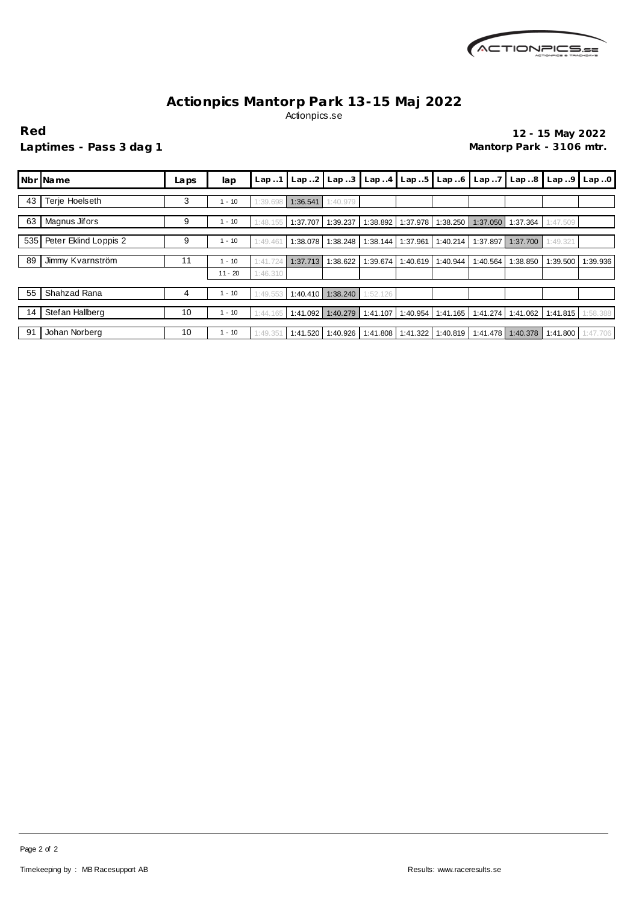# Actionpics Mantorp Park 13-15 Maj 2022

Actionpics.se

**Red**

**Laptimes - Pass 3 dag 1**

**12 - 15 May 2022**

**Mantorp Park - 3106 mtr.**

| Nbr | Name | Laps | lap | Lap..1 | Lap..2 | Lap..3 | Lap..4 | Lap..5 | Lap..6 | Lap..7 | Lap..8 | Lap..9 | Lap..0 |
|---|---|---|---|---|---|---|---|---|---|---|---|---|---|
| 43 | Terje Hoelseth | 3 | 1 - 10 | 1:39.698 | 1:36.541 | 1:40.979 | | | | | | | |
| 63 | Magnus Jifors | 9 | 1 - 10 | 1:48.155 | 1:37.707 | 1:39.237 | 1:38.892 | 1:37.978 | 1:38.250 | 1:37.050 | 1:37.364 | 1:47.509 | |
| 535 | Peter Eklind Loppis 2 | 9 | 1 - 10 | 1:49.461 | 1:38.078 | 1:38.248 | 1:38.144 | 1:37.961 | 1:40.214 | 1:37.897 | 1:37.700 | 1:49.321 | |
| 89 | Jimmy Kvarnström | 11 | 1 - 10 | 1:41.724 | 1:37.713 | 1:38.622 | 1:39.674 | 1:40.619 | 1:40.944 | 1:40.564 | 1:38.850 | 1:39.500 | 1:39.936 |
| | | | 11 - 20 | 1:46.310 | | | | | | | | | |
| 55 | Shahzad Rana | 4 | 1 - 10 | 1:49.553 | 1:40.410 | 1:38.240 | 1:52.126 | | | | | | |
| 14 | Stefan Hallberg | 10 | 1 - 10 | 1:44.165 | 1:41.092 | 1:40.279 | 1:41.107 | 1:40.954 | 1:41.165 | 1:41.274 | 1:41.062 | 1:41.815 | 1:58.388 |
| 91 | Johan Norberg | 10 | 1 - 10 | 1:49.351 | 1:41.520 | 1:40.926 | 1:41.808 | 1:41.322 | 1:40.819 | 1:41.478 | 1:40.378 | 1:41.800 | 1:47.706 |

Timekeeping by : MB Racesupport AB

Results: www.raceresults.se